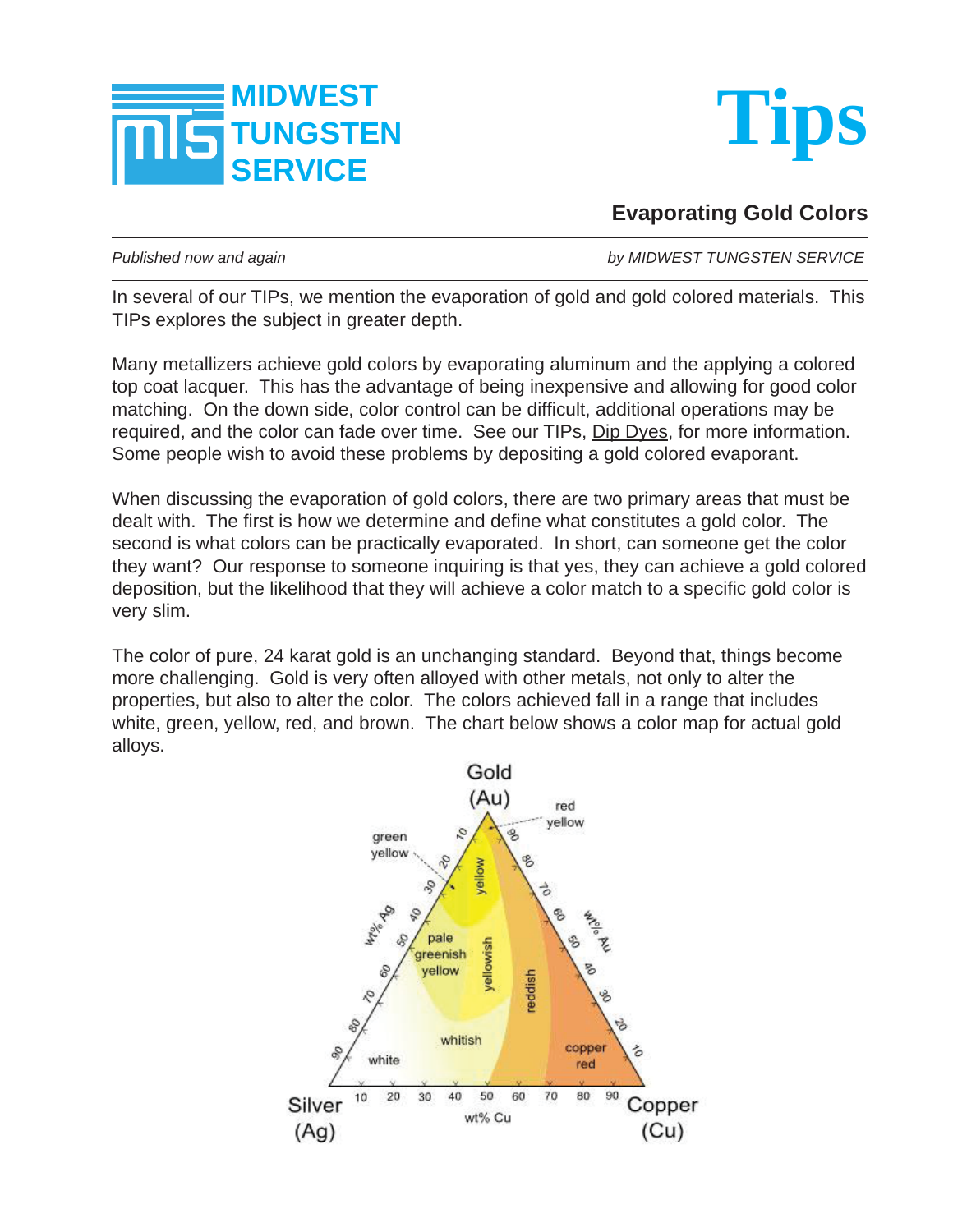# MIDWEST TUNGSTEN SERVICE

# Tips

## Evaporating Gold Colors

*Published now and again* *by MIDWEST TUNGSTEN SERVICE*

In several of our TIPs, we mention the evaporation of gold and gold colored materials. This TIPs explores the subject in greater depth.

Many metallizers achieve gold colors by evaporating aluminum and the applying a colored top coat lacquer. This has the advantage of being inexpensive and allowing for good color matching. On the down side, color control can be difficult, additional operations may be required, and the color can fade over time. See our TIPs, Dip Dyes, for more information. Some people wish to avoid these problems by depositing a gold colored evaporant.

When discussing the evaporation of gold colors, there are two primary areas that must be dealt with. The first is how we determine and define what constitutes a gold color. The second is what colors can be practically evaporated. In short, can someone get the color they want? Our response to someone inquiring is that yes, they can achieve a gold colored deposition, but the likelihood that they will achieve a color match to a specific gold color is very slim.

The color of pure, 24 karat gold is an unchanging standard. Beyond that, things become more challenging. Gold is very often alloyed with other metals, not only to alter the properties, but also to alter the color. The colors achieved fall in a range that includes white, green, yellow, red, and brown. The chart below shows a color map for actual gold alloys.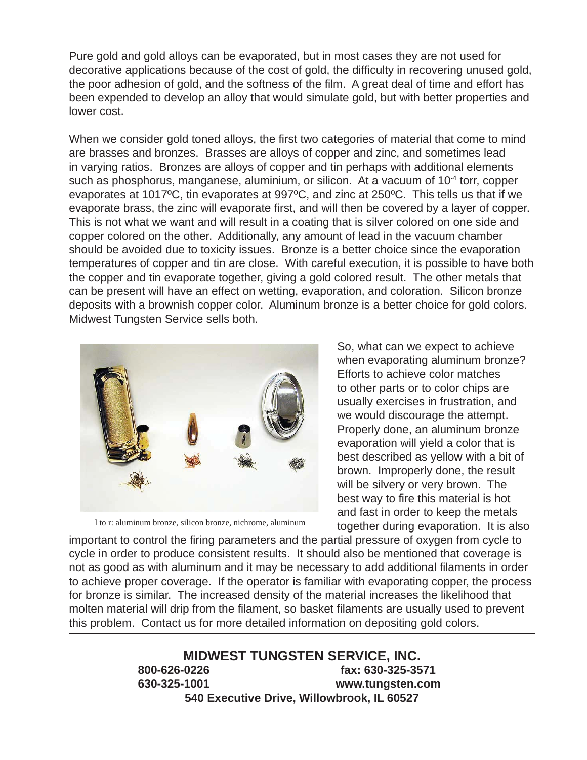Pure gold and gold alloys can be evaporated, but in most cases they are not used for decorative applications because of the cost of gold, the difficulty in recovering unused gold, the poor adhesion of gold, and the softness of the film. A great deal of time and effort has been expended to develop an alloy that would simulate gold, but with better properties and lower cost.

When we consider gold toned alloys, the first two categories of material that come to mind are brasses and bronzes. Brasses are alloys of copper and zinc, and sometimes lead in varying ratios. Bronzes are alloys of copper and tin perhaps with additional elements such as phosphorus, manganese, aluminium, or silicon. At a vacuum of $10^{-4}$ torr, copper evaporates at 1017ºC, tin evaporates at 997ºC, and zinc at 250ºC. This tells us that if we evaporate brass, the zinc will evaporate first, and will then be covered by a layer of copper. This is not what we want and will result in a coating that is silver colored on one side and copper colored on the other. Additionally, any amount of lead in the vacuum chamber should be avoided due to toxicity issues. Bronze is a better choice since the evaporation temperatures of copper and tin are close. With careful execution, it is possible to have both the copper and tin evaporate together, giving a gold colored result. The other metals that can be present will have an effect on wetting, evaporation, and coloration. Silicon bronze deposits with a brownish copper color. Aluminum bronze is a better choice for gold colors. Midwest Tungsten Service sells both.

l to r: aluminum bronze, silicon bronze, nichrome, aluminum

So, what can we expect to achieve when evaporating aluminum bronze? Efforts to achieve color matches to other parts or to color chips are usually exercises in frustration, and we would discourage the attempt. Properly done, an aluminum bronze evaporation will yield a color that is best described as yellow with a bit of brown. Improperly done, the result will be silvery or very brown. The best way to fire this material is hot and fast in order to keep the metals together during evaporation. It is also important to control the firing parameters and the partial pressure of oxygen from cycle to cycle in order to produce consistent results. It should also be mentioned that coverage is not as good as with aluminum and it may be necessary to add additional filaments in order to achieve proper coverage. If the operator is familiar with evaporating copper, the process for bronze is similar. The increased density of the material increases the likelihood that molten material will drip from the filament, so basket filaments are usually used to prevent this problem. Contact us for more detailed information on depositing gold colors.

---

**MIDWEST TUNGSTEN SERVICE, INC.**

**800-626-0226** **fax: 630-325-3571**

**630-325-1001** **www.tungsten.com**

**540 Executive Drive, Willowbrook, IL 60527**